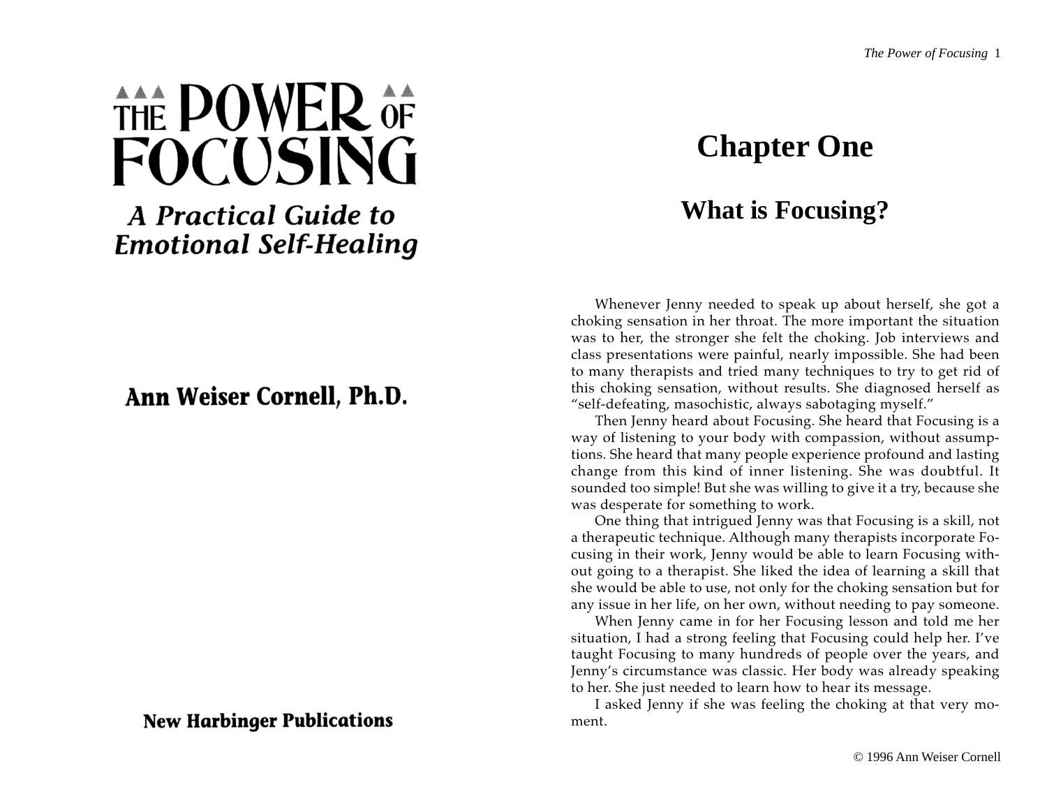# THE POWER OF FOCUSING

## A Practical Guide to Emotional Self-Healing

**Ann Weiser Cornell, Ph.D.**

**New Harbinger Publications**

# Chapter One

## What is Focusing?

Whenever Jenny needed to speak up about herself, she got a choking sensation in her throat. The more important the situation was to her, the stronger she felt the choking. Job interviews and class presentations were painful, nearly impossible. She had been to many therapists and tried many techniques to try to get rid of this choking sensation, without results. She diagnosed herself as "self-defeating, masochistic, always sabotaging myself."

Then Jenny heard about Focusing. She heard that Focusing is a way of listening to your body with compassion, without assumptions. She heard that many people experience profound and lasting change from this kind of inner listening. She was doubtful. It sounded too simple! But she was willing to give it a try, because she was desperate for something to work.

One thing that intrigued Jenny was that Focusing is a skill, not a therapeutic technique. Although many therapists incorporate Focusing in their work, Jenny would be able to learn Focusing without going to a therapist. She liked the idea of learning a skill that she would be able to use, not only for the choking sensation but for any issue in her life, on her own, without needing to pay someone.

When Jenny came in for her Focusing lesson and told me her situation, I had a strong feeling that Focusing could help her. I've taught Focusing to many hundreds of people over the years, and Jenny's circumstance was classic. Her body was already speaking to her. She just needed to learn how to hear its message.

I asked Jenny if she was feeling the choking at that very moment.

© 1996 Ann Weiser Cornell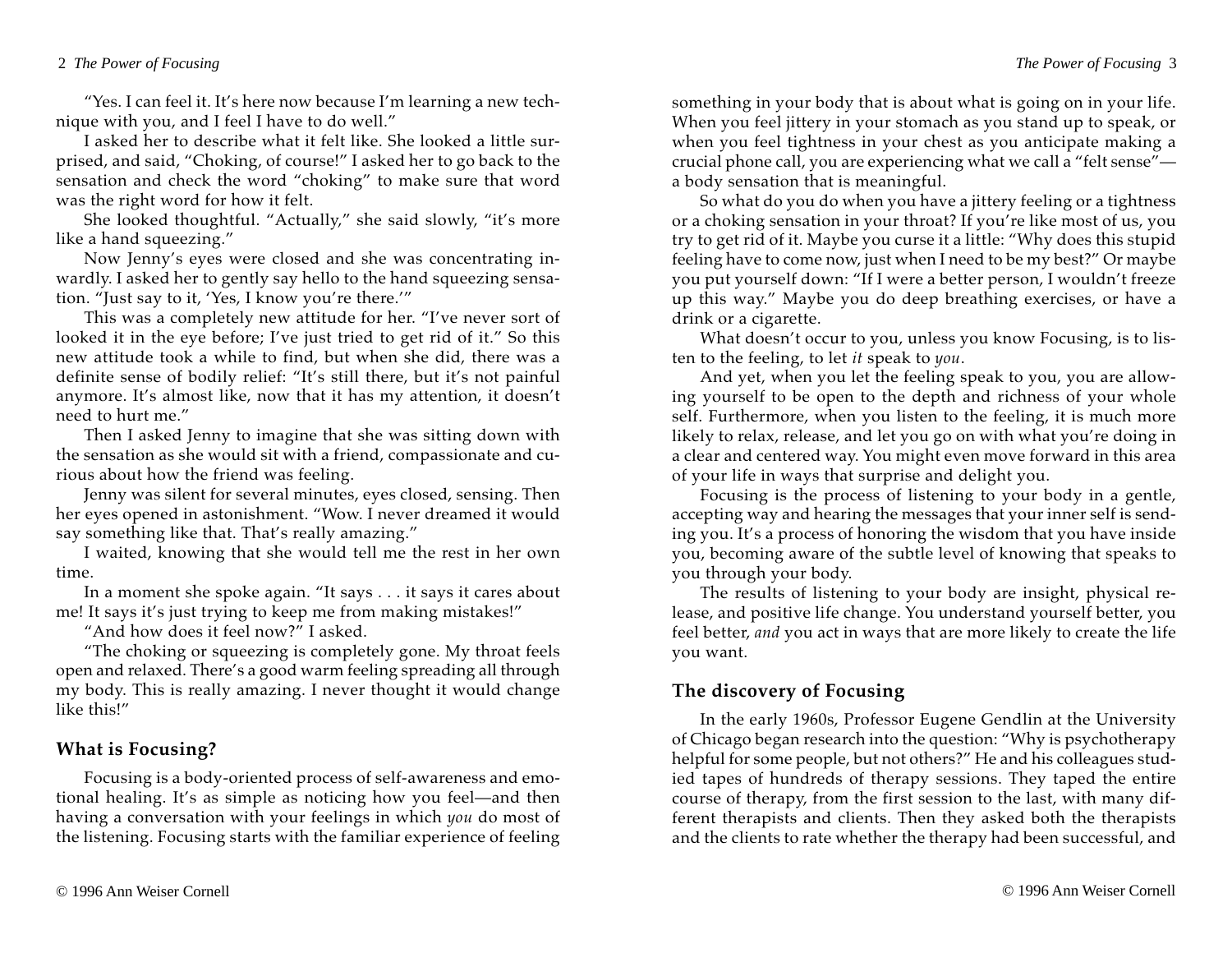"Yes. I can feel it. It's here now because I'm learning a new technique with you, and I feel I have to do well."

I asked her to describe what it felt like. She looked a little surprised, and said, "Choking, of course!" I asked her to go back to the sensation and check the word "choking" to make sure that word was the right word for how it felt.

She looked thoughtful. "Actually," she said slowly, "it's more like a hand squeezing."

Now Jenny's eyes were closed and she was concentrating inwardly. I asked her to gently say hello to the hand squeezing sensation. "Just say to it, 'Yes, I know you're there.'"

This was a completely new attitude for her. "I've never sort of looked it in the eye before; I've just tried to get rid of it." So this new attitude took a while to find, but when she did, there was a definite sense of bodily relief: "It's still there, but it's not painful anymore. It's almost like, now that it has my attention, it doesn't need to hurt me."

Then I asked Jenny to imagine that she was sitting down with the sensation as she would sit with a friend, compassionate and curious about how the friend was feeling.

Jenny was silent for several minutes, eyes closed, sensing. Then her eyes opened in astonishment. "Wow. I never dreamed it would say something like that. That's really amazing."

I waited, knowing that she would tell me the rest in her own time.

In a moment she spoke again. "It says . . . it says it cares about me! It says it's just trying to keep me from making mistakes!"

"And how does it feel now?" I asked.

"The choking or squeezing is completely gone. My throat feels open and relaxed. There's a good warm feeling spreading all through my body. This is really amazing. I never thought it would change like this!"

## What is Focusing?

Focusing is a body-oriented process of self-awareness and emotional healing. It's as simple as noticing how you feel—and then having a conversation with your feelings in which *you* do most of the listening. Focusing starts with the familiar experience of feeling something in your body that is about what is going on in your life. When you feel jittery in your stomach as you stand up to speak, or when you feel tightness in your chest as you anticipate making a crucial phone call, you are experiencing what we call a "felt sense"—a body sensation that is meaningful.

So what do you do when you have a jittery feeling or a tightness or a choking sensation in your throat? If you're like most of us, you try to get rid of it. Maybe you curse it a little: "Why does this stupid feeling have to come now, just when I need to be my best?" Or maybe you put yourself down: "If I were a better person, I wouldn't freeze up this way." Maybe you do deep breathing exercises, or have a drink or a cigarette.

What doesn't occur to you, unless you know Focusing, is to listen to the feeling, to let *it* speak to *you*.

And yet, when you let the feeling speak to you, you are allowing yourself to be open to the depth and richness of your whole self. Furthermore, when you listen to the feeling, it is much more likely to relax, release, and let you go on with what you're doing in a clear and centered way. You might even move forward in this area of your life in ways that surprise and delight you.

Focusing is the process of listening to your body in a gentle, accepting way and hearing the messages that your inner self is sending you. It's a process of honoring the wisdom that you have inside you, becoming aware of the subtle level of knowing that speaks to you through your body.

The results of listening to your body are insight, physical release, and positive life change. You understand yourself better, you feel better, *and* you act in ways that are more likely to create the life you want.

## The discovery of Focusing

In the early 1960s, Professor Eugene Gendlin at the University of Chicago began research into the question: "Why is psychotherapy helpful for some people, but not others?" He and his colleagues studied tapes of hundreds of therapy sessions. They taped the entire course of therapy, from the first session to the last, with many different therapists and clients. Then they asked both the therapists and the clients to rate whether the therapy had been successful, and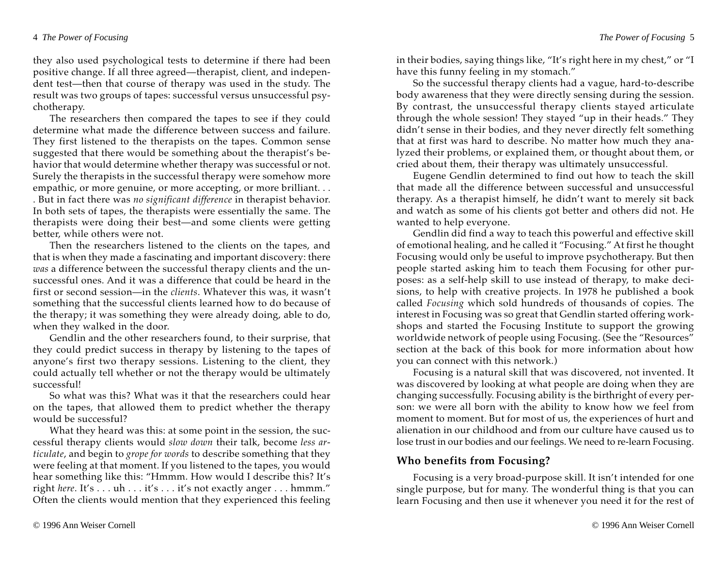they also used psychological tests to determine if there had been positive change. If all three agreed—therapist, client, and independent test—then that course of therapy was used in the study. The result was two groups of tapes: successful versus unsuccessful psychotherapy.

The researchers then compared the tapes to see if they could determine what made the difference between success and failure. They first listened to the therapists on the tapes. Common sense suggested that there would be something about the therapist's behavior that would determine whether therapy was successful or not. Surely the therapists in the successful therapy were somehow more empathic, or more genuine, or more accepting, or more brilliant. . . . But in fact there was *no significant difference* in therapist behavior. In both sets of tapes, the therapists were essentially the same. The therapists were doing their best—and some clients were getting better, while others were not.

Then the researchers listened to the clients on the tapes, and that is when they made a fascinating and important discovery: there *was* a difference between the successful therapy clients and the unsuccessful ones. And it was a difference that could be heard in the first or second session—in the *clients*. Whatever this was, it wasn't something that the successful clients learned how to do because of the therapy; it was something they were already doing, able to do, when they walked in the door.

Gendlin and the other researchers found, to their surprise, that they could predict success in therapy by listening to the tapes of anyone's first two therapy sessions. Listening to the client, they could actually tell whether or not the therapy would be ultimately successful!

So what was this? What was it that the researchers could hear on the tapes, that allowed them to predict whether the therapy would be successful?

What they heard was this: at some point in the session, the successful therapy clients would *slow down* their talk, become *less articulate*, and begin to *grope for words* to describe something that they were feeling at that moment. If you listened to the tapes, you would hear something like this: "Hmmm. How would I describe this? It's right *here*. It's . . . uh . . . it's . . . it's not exactly anger . . . hmmm." Often the clients would mention that they experienced this feeling in their bodies, saying things like, "It's right here in my chest," or "I have this funny feeling in my stomach."

So the successful therapy clients had a vague, hard-to-describe body awareness that they were directly sensing during the session. By contrast, the unsuccessful therapy clients stayed articulate through the whole session! They stayed "up in their heads." They didn't sense in their bodies, and they never directly felt something that at first was hard to describe. No matter how much they analyzed their problems, or explained them, or thought about them, or cried about them, their therapy was ultimately unsuccessful.

Eugene Gendlin determined to find out how to teach the skill that made all the difference between successful and unsuccessful therapy. As a therapist himself, he didn't want to merely sit back and watch as some of his clients got better and others did not. He wanted to help everyone.

Gendlin did find a way to teach this powerful and effective skill of emotional healing, and he called it "Focusing." At first he thought Focusing would only be useful to improve psychotherapy. But then people started asking him to teach them Focusing for other purposes: as a self-help skill to use instead of therapy, to make decisions, to help with creative projects. In 1978 he published a book called *Focusing* which sold hundreds of thousands of copies. The interest in Focusing was so great that Gendlin started offering workshops and started the Focusing Institute to support the growing worldwide network of people using Focusing. (See the "Resources" section at the back of this book for more information about how you can connect with this network.)

Focusing is a natural skill that was discovered, not invented. It was discovered by looking at what people are doing when they are changing successfully. Focusing ability is the birthright of every person: we were all born with the ability to know how we feel from moment to moment. But for most of us, the experiences of hurt and alienation in our childhood and from our culture have caused us to lose trust in our bodies and our feelings. We need to re-learn Focusing.

## Who benefits from Focusing?

Focusing is a very broad-purpose skill. It isn't intended for one single purpose, but for many. The wonderful thing is that you can learn Focusing and then use it whenever you need it for the rest of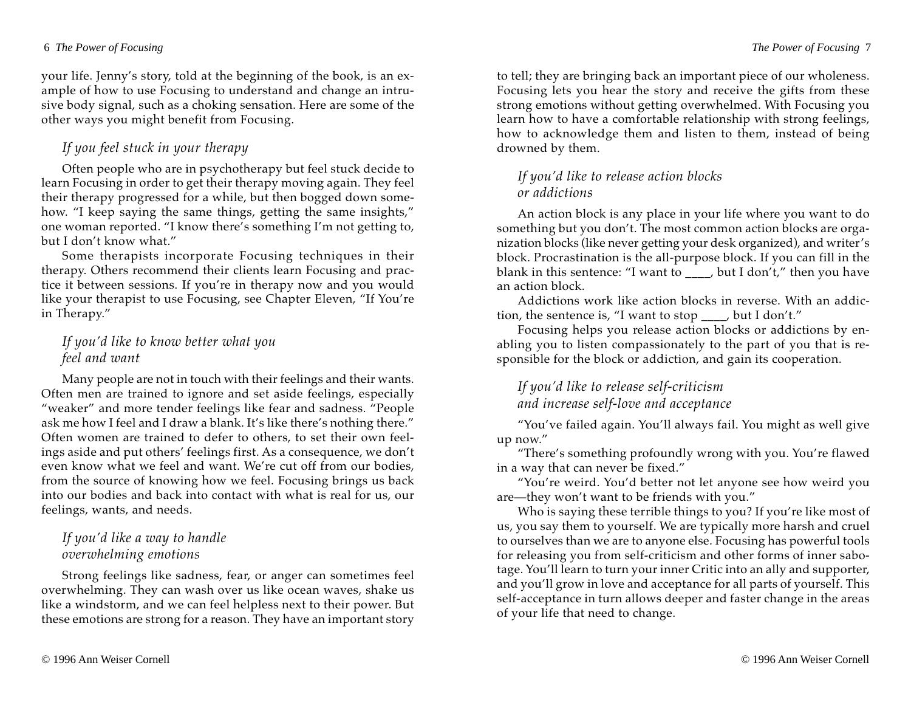your life. Jenny's story, told at the beginning of the book, is an example of how to use Focusing to understand and change an intrusive body signal, such as a choking sensation. Here are some of the other ways you might benefit from Focusing.

### *If you feel stuck in your therapy*

Often people who are in psychotherapy but feel stuck decide to learn Focusing in order to get their therapy moving again. They feel their therapy progressed for a while, but then bogged down somehow. "I keep saying the same things, getting the same insights," one woman reported. "I know there's something I'm not getting to, but I don't know what."

Some therapists incorporate Focusing techniques in their therapy. Others recommend their clients learn Focusing and practice it between sessions. If you're in therapy now and you would like your therapist to use Focusing, see Chapter Eleven, "If You're in Therapy."

### *If you'd like to know better what you feel and want*

Many people are not in touch with their feelings and their wants. Often men are trained to ignore and set aside feelings, especially "weaker" and more tender feelings like fear and sadness. "People ask me how I feel and I draw a blank. It's like there's nothing there." Often women are trained to defer to others, to set their own feelings aside and put others' feelings first. As a consequence, we don't even know what we feel and want. We're cut off from our bodies, from the source of knowing how we feel. Focusing brings us back into our bodies and back into contact with what is real for us, our feelings, wants, and needs.

### *If you'd like a way to handle overwhelming emotions*

Strong feelings like sadness, fear, or anger can sometimes feel overwhelming. They can wash over us like ocean waves, shake us like a windstorm, and we can feel helpless next to their power. But these emotions are strong for a reason. They have an important story to tell; they are bringing back an important piece of our wholeness. Focusing lets you hear the story and receive the gifts from these strong emotions without getting overwhelmed. With Focusing you learn how to have a comfortable relationship with strong feelings, how to acknowledge them and listen to them, instead of being drowned by them.

### *If you'd like to release action blocks or addictions*

An action block is any place in your life where you want to do something but you don't. The most common action blocks are organization blocks (like never getting your desk organized), and writer's block. Procrastination is the all-purpose block. If you can fill in the blank in this sentence: "I want to ____, but I don't," then you have an action block.

Addictions work like action blocks in reverse. With an addiction, the sentence is, "I want to stop ____, but I don't."

Focusing helps you release action blocks or addictions by enabling you to listen compassionately to the part of you that is responsible for the block or addiction, and gain its cooperation.

### *If you'd like to release self-criticism and increase self-love and acceptance*

"You've failed again. You'll always fail. You might as well give up now."

"There's something profoundly wrong with you. You're flawed in a way that can never be fixed."

"You're weird. You'd better not let anyone see how weird you are—they won't want to be friends with you."

Who is saying these terrible things to you? If you're like most of us, you say them to yourself. We are typically more harsh and cruel to ourselves than we are to anyone else. Focusing has powerful tools for releasing you from self-criticism and other forms of inner sabotage. You'll learn to turn your inner Critic into an ally and supporter, and you'll grow in love and acceptance for all parts of yourself. This self-acceptance in turn allows deeper and faster change in the areas of your life that need to change.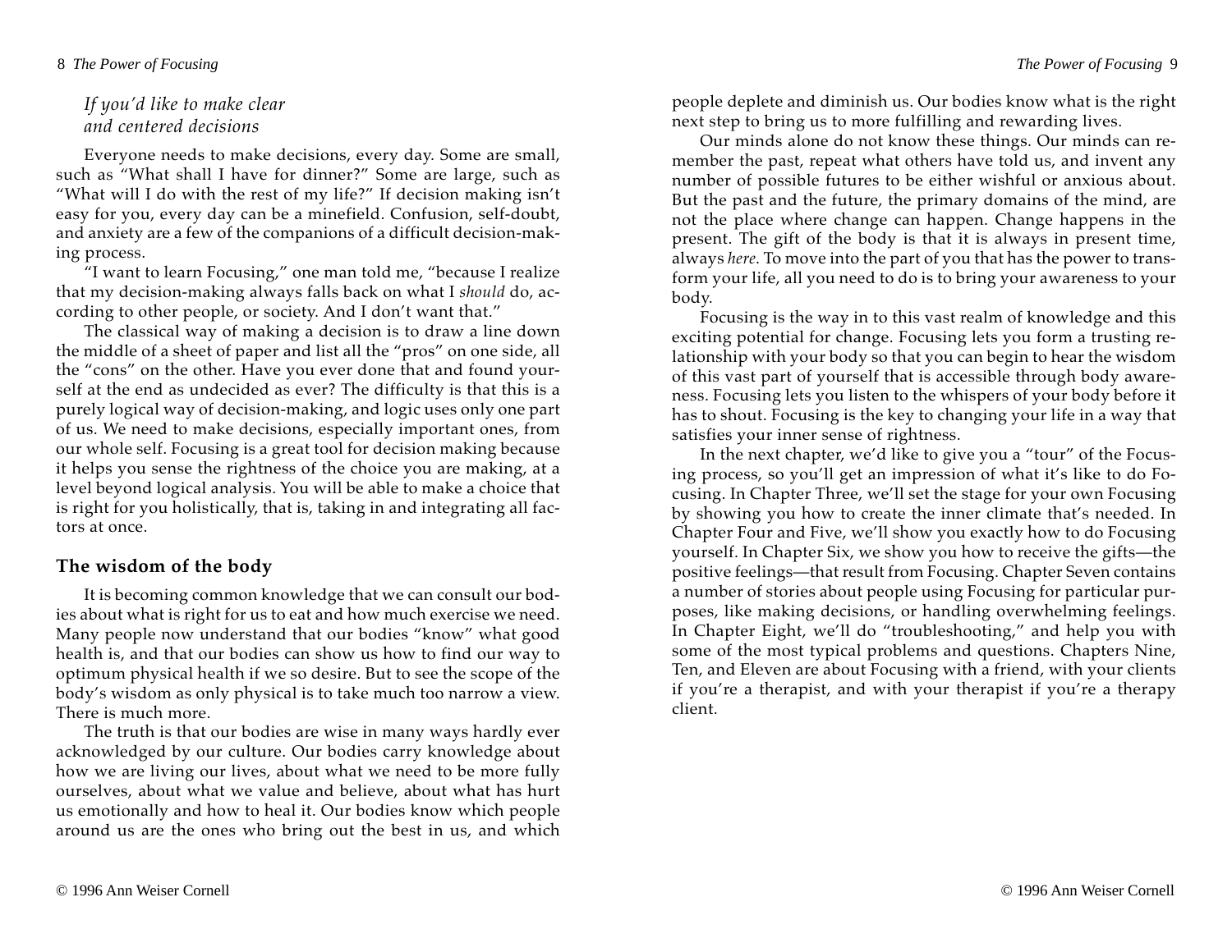*If you'd like to make clear and centered decisions*

Everyone needs to make decisions, every day. Some are small, such as "What shall I have for dinner?" Some are large, such as "What will I do with the rest of my life?" If decision making isn't easy for you, every day can be a minefield. Confusion, self-doubt, and anxiety are a few of the companions of a difficult decision-making process.

"I want to learn Focusing," one man told me, "because I realize that my decision-making always falls back on what I *should* do, according to other people, or society. And I don't want that."

The classical way of making a decision is to draw a line down the middle of a sheet of paper and list all the "pros" on one side, all the "cons" on the other. Have you ever done that and found yourself at the end as undecided as ever? The difficulty is that this is a purely logical way of decision-making, and logic uses only one part of us. We need to make decisions, especially important ones, from our whole self. Focusing is a great tool for decision making because it helps you sense the rightness of the choice you are making, at a level beyond logical analysis. You will be able to make a choice that is right for you holistically, that is, taking in and integrating all factors at once.

## The wisdom of the body

It is becoming common knowledge that we can consult our bodies about what is right for us to eat and how much exercise we need. Many people now understand that our bodies "know" what good health is, and that our bodies can show us how to find our way to optimum physical health if we so desire. But to see the scope of the body's wisdom as only physical is to take much too narrow a view. There is much more.

The truth is that our bodies are wise in many ways hardly ever acknowledged by our culture. Our bodies carry knowledge about how we are living our lives, about what we need to be more fully ourselves, about what we value and believe, about what has hurt us emotionally and how to heal it. Our bodies know which people around us are the ones who bring out the best in us, and which people deplete and diminish us. Our bodies know what is the right next step to bring us to more fulfilling and rewarding lives.

Our minds alone do not know these things. Our minds can remember the past, repeat what others have told us, and invent any number of possible futures to be either wishful or anxious about. But the past and the future, the primary domains of the mind, are not the place where change can happen. Change happens in the present. The gift of the body is that it is always in present time, always *here*. To move into the part of you that has the power to transform your life, all you need to do is to bring your awareness to your body.

Focusing is the way in to this vast realm of knowledge and this exciting potential for change. Focusing lets you form a trusting relationship with your body so that you can begin to hear the wisdom of this vast part of yourself that is accessible through body awareness. Focusing lets you listen to the whispers of your body before it has to shout. Focusing is the key to changing your life in a way that satisfies your inner sense of rightness.

In the next chapter, we'd like to give you a "tour" of the Focusing process, so you'll get an impression of what it's like to do Focusing. In Chapter Three, we'll set the stage for your own Focusing by showing you how to create the inner climate that's needed. In Chapter Four and Five, we'll show you exactly how to do Focusing yourself. In Chapter Six, we show you how to receive the gifts—the positive feelings—that result from Focusing. Chapter Seven contains a number of stories about people using Focusing for particular purposes, like making decisions, or handling overwhelming feelings. In Chapter Eight, we'll do "troubleshooting," and help you with some of the most typical problems and questions. Chapters Nine, Ten, and Eleven are about Focusing with a friend, with your clients if you're a therapist, and with your therapist if you're a therapy client.